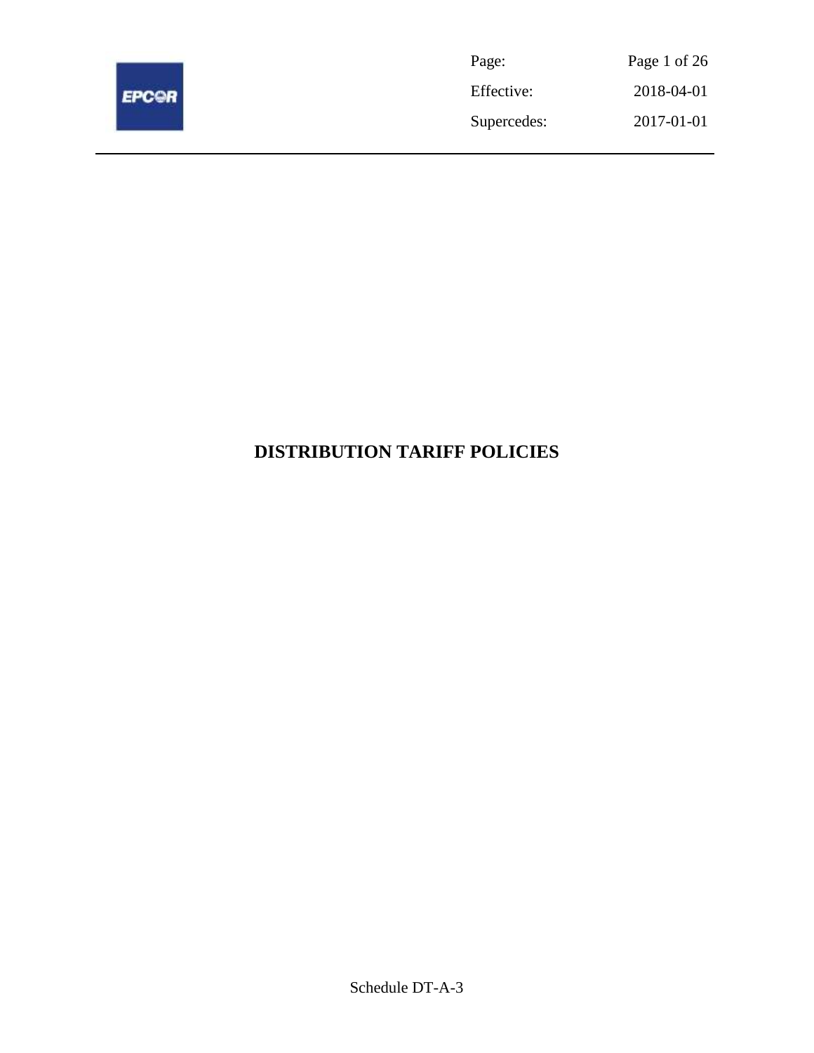| Page: | Page 1 of 26 |
| --- | --- |
| Effective: | 2018-04-01 |
| Supercedes: | 2017-01-01 |

# DISTRIBUTION TARIFF POLICIES

Schedule DT-A-3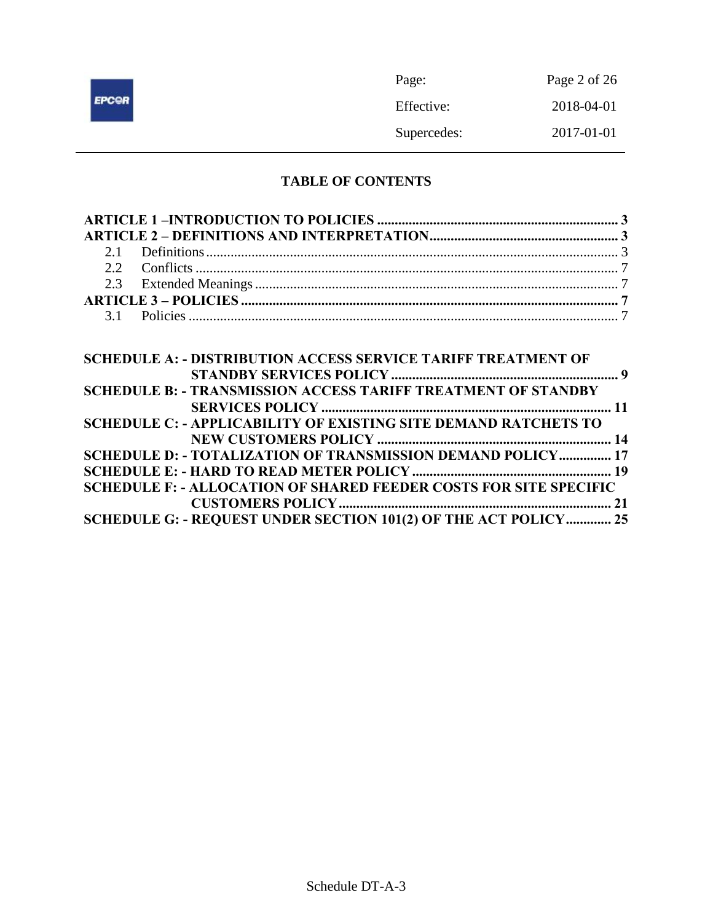# TABLE OF CONTENTS

**ARTICLE 1 –INTRODUCTION TO POLICIES** ..................... 3
**ARTICLE 2 – DEFINITIONS AND INTERPRETATION** ..................... 3
- 2.1 Definitions ..................... 3
- 2.2 Conflicts ..................... 7
- 2.3 Extended Meanings ..................... 7

**ARTICLE 3 – POLICIES** ..................... 7
- 3.1 Policies ..................... 7

**SCHEDULE A: - DISTRIBUTION ACCESS SERVICE TARIFF TREATMENT OF STANDBY SERVICES POLICY** ..................... 9
**SCHEDULE B: - TRANSMISSION ACCESS TARIFF TREATMENT OF STANDBY SERVICES POLICY** ..................... 11
**SCHEDULE C: - APPLICABILITY OF EXISTING SITE DEMAND RATCHETS TO NEW CUSTOMERS POLICY** ..................... 14
**SCHEDULE D: - TOTALIZATION OF TRANSMISSION DEMAND POLICY** ..................... 17
**SCHEDULE E: - HARD TO READ METER POLICY** ..................... 19
**SCHEDULE F: - ALLOCATION OF SHARED FEEDER COSTS FOR SITE SPECIFIC CUSTOMERS POLICY** ..................... 21
**SCHEDULE G: - REQUEST UNDER SECTION 101(2) OF THE ACT POLICY** ..................... 25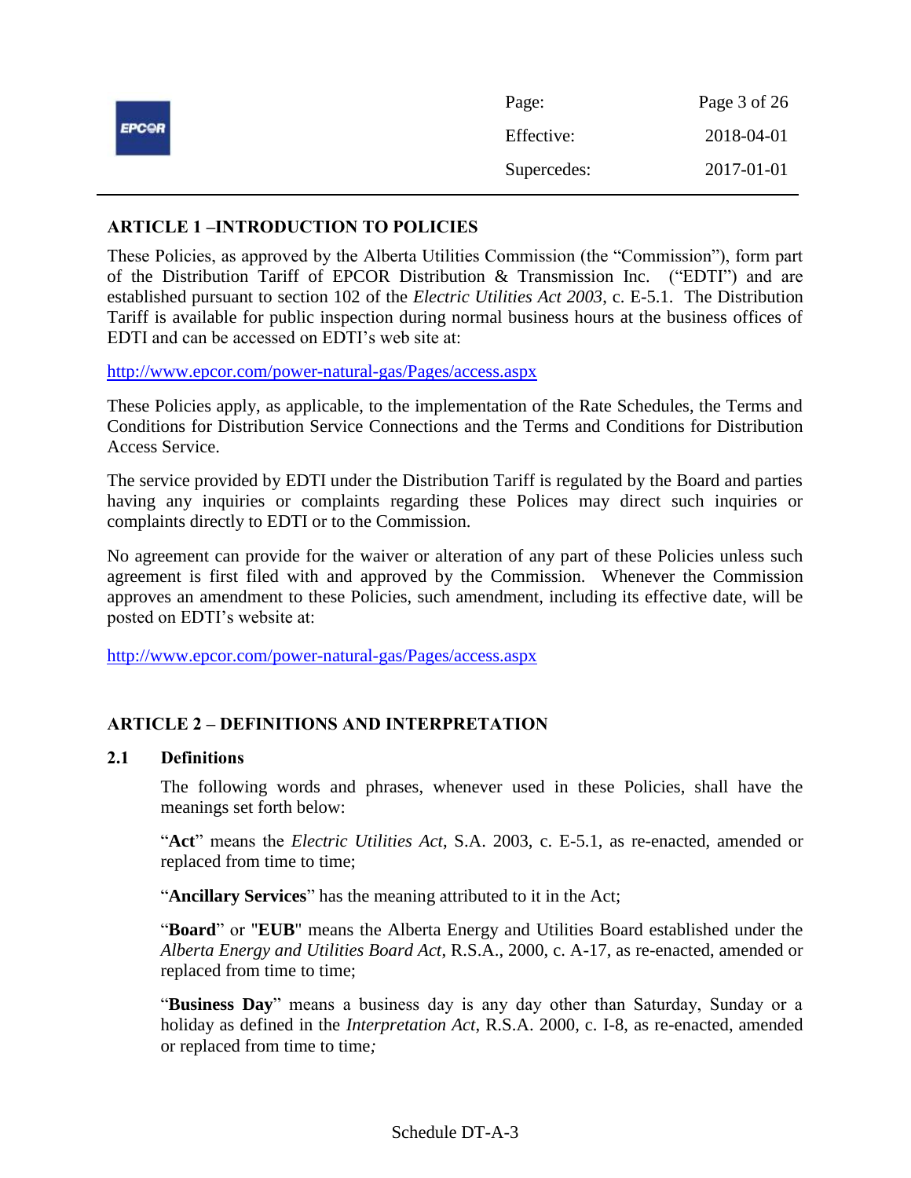## ARTICLE 1 –INTRODUCTION TO POLICIES

These Policies, as approved by the Alberta Utilities Commission (the "Commission"), form part of the Distribution Tariff of EPCOR Distribution & Transmission Inc. ("EDTI") and are established pursuant to section 102 of the *Electric Utilities Act 2003*, c. E-5.1. The Distribution Tariff is available for public inspection during normal business hours at the business offices of EDTI and can be accessed on EDTI's web site at:

http://www.epcor.com/power-natural-gas/Pages/access.aspx

These Policies apply, as applicable, to the implementation of the Rate Schedules, the Terms and Conditions for Distribution Service Connections and the Terms and Conditions for Distribution Access Service.

The service provided by EDTI under the Distribution Tariff is regulated by the Board and parties having any inquiries or complaints regarding these Polices may direct such inquiries or complaints directly to EDTI or to the Commission.

No agreement can provide for the waiver or alteration of any part of these Policies unless such agreement is first filed with and approved by the Commission. Whenever the Commission approves an amendment to these Policies, such amendment, including its effective date, will be posted on EDTI's website at:

http://www.epcor.com/power-natural-gas/Pages/access.aspx

## ARTICLE 2 – DEFINITIONS AND INTERPRETATION

### 2.1 Definitions

The following words and phrases, whenever used in these Policies, shall have the meanings set forth below:

"**Act**" means the *Electric Utilities Act*, S.A. 2003, c. E-5.1, as re-enacted, amended or replaced from time to time;

"**Ancillary Services**" has the meaning attributed to it in the Act;

"**Board**" or "**EUB**" means the Alberta Energy and Utilities Board established under the *Alberta Energy and Utilities Board Act*, R.S.A., 2000, c. A-17, as re-enacted, amended or replaced from time to time;

"**Business Day**" means a business day is any day other than Saturday, Sunday or a holiday as defined in the *Interpretation Act*, R.S.A. 2000, c. I-8, as re-enacted, amended or replaced from time to time*;*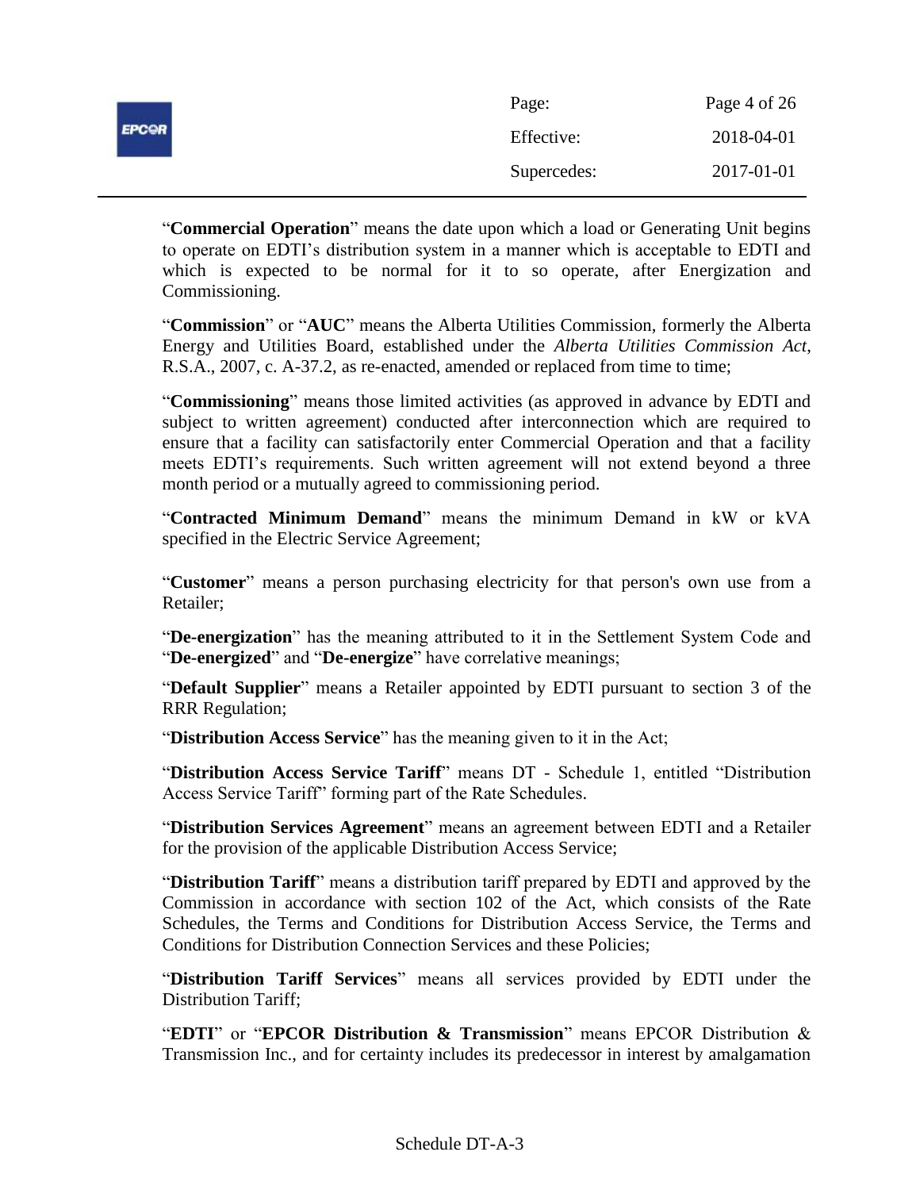"**Commercial Operation**" means the date upon which a load or Generating Unit begins to operate on EDTI's distribution system in a manner which is acceptable to EDTI and which is expected to be normal for it to so operate, after Energization and Commissioning.

"**Commission**" or "**AUC**" means the Alberta Utilities Commission, formerly the Alberta Energy and Utilities Board, established under the *Alberta Utilities Commission Act*, R.S.A., 2007, c. A-37.2, as re-enacted, amended or replaced from time to time;

"**Commissioning**" means those limited activities (as approved in advance by EDTI and subject to written agreement) conducted after interconnection which are required to ensure that a facility can satisfactorily enter Commercial Operation and that a facility meets EDTI's requirements. Such written agreement will not extend beyond a three month period or a mutually agreed to commissioning period.

"**Contracted Minimum Demand**" means the minimum Demand in kW or kVA specified in the Electric Service Agreement;

"**Customer**" means a person purchasing electricity for that person's own use from a Retailer;

"**De-energization**" has the meaning attributed to it in the Settlement System Code and "**De-energized**" and "**De-energize**" have correlative meanings;

"**Default Supplier**" means a Retailer appointed by EDTI pursuant to section 3 of the RRR Regulation;

"**Distribution Access Service**" has the meaning given to it in the Act;

"**Distribution Access Service Tariff**" means DT - Schedule 1, entitled "Distribution Access Service Tariff" forming part of the Rate Schedules.

"**Distribution Services Agreement**" means an agreement between EDTI and a Retailer for the provision of the applicable Distribution Access Service;

"**Distribution Tariff**" means a distribution tariff prepared by EDTI and approved by the Commission in accordance with section 102 of the Act, which consists of the Rate Schedules, the Terms and Conditions for Distribution Access Service, the Terms and Conditions for Distribution Connection Services and these Policies;

"**Distribution Tariff Services**" means all services provided by EDTI under the Distribution Tariff;

"**EDTI**" or "**EPCOR Distribution & Transmission**" means EPCOR Distribution & Transmission Inc., and for certainty includes its predecessor in interest by amalgamation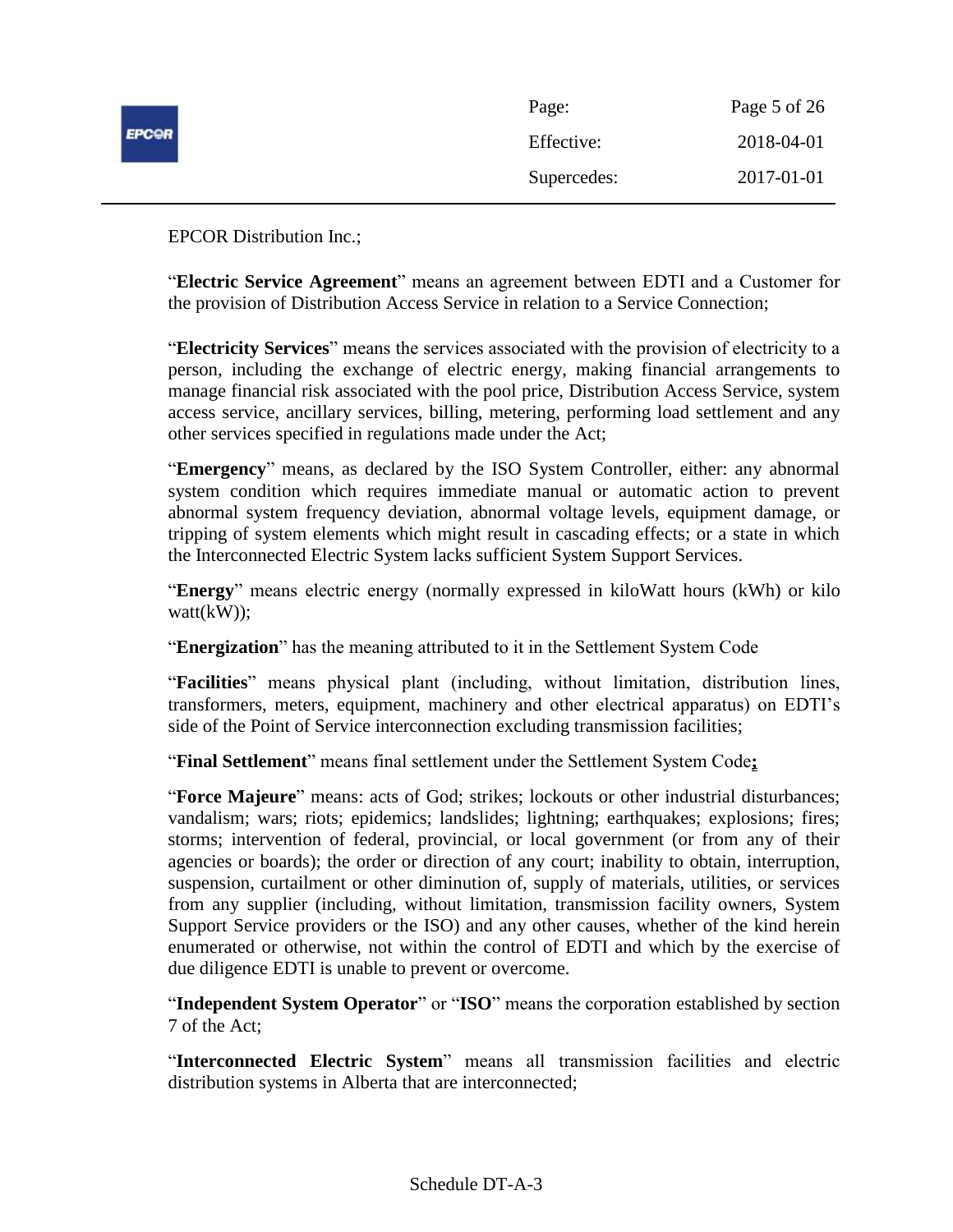EPCOR Distribution Inc.;

"**Electric Service Agreement**" means an agreement between EDTI and a Customer for the provision of Distribution Access Service in relation to a Service Connection;

"**Electricity Services**" means the services associated with the provision of electricity to a person, including the exchange of electric energy, making financial arrangements to manage financial risk associated with the pool price, Distribution Access Service, system access service, ancillary services, billing, metering, performing load settlement and any other services specified in regulations made under the Act;

"**Emergency**" means, as declared by the ISO System Controller, either: any abnormal system condition which requires immediate manual or automatic action to prevent abnormal system frequency deviation, abnormal voltage levels, equipment damage, or tripping of system elements which might result in cascading effects; or a state in which the Interconnected Electric System lacks sufficient System Support Services.

"**Energy**" means electric energy (normally expressed in kiloWatt hours (kWh) or kilo watt(kW));

"**Energization**" has the meaning attributed to it in the Settlement System Code

"**Facilities**" means physical plant (including, without limitation, distribution lines, transformers, meters, equipment, machinery and other electrical apparatus) on EDTI's side of the Point of Service interconnection excluding transmission facilities;

"**Final Settlement**" means final settlement under the Settlement System Code**;**

"**Force Majeure**" means: acts of God; strikes; lockouts or other industrial disturbances; vandalism; wars; riots; epidemics; landslides; lightning; earthquakes; explosions; fires; storms; intervention of federal, provincial, or local government (or from any of their agencies or boards); the order or direction of any court; inability to obtain, interruption, suspension, curtailment or other diminution of, supply of materials, utilities, or services from any supplier (including, without limitation, transmission facility owners, System Support Service providers or the ISO) and any other causes, whether of the kind herein enumerated or otherwise, not within the control of EDTI and which by the exercise of due diligence EDTI is unable to prevent or overcome.

"**Independent System Operator**" or "**ISO**" means the corporation established by section 7 of the Act;

"**Interconnected Electric System**" means all transmission facilities and electric distribution systems in Alberta that are interconnected;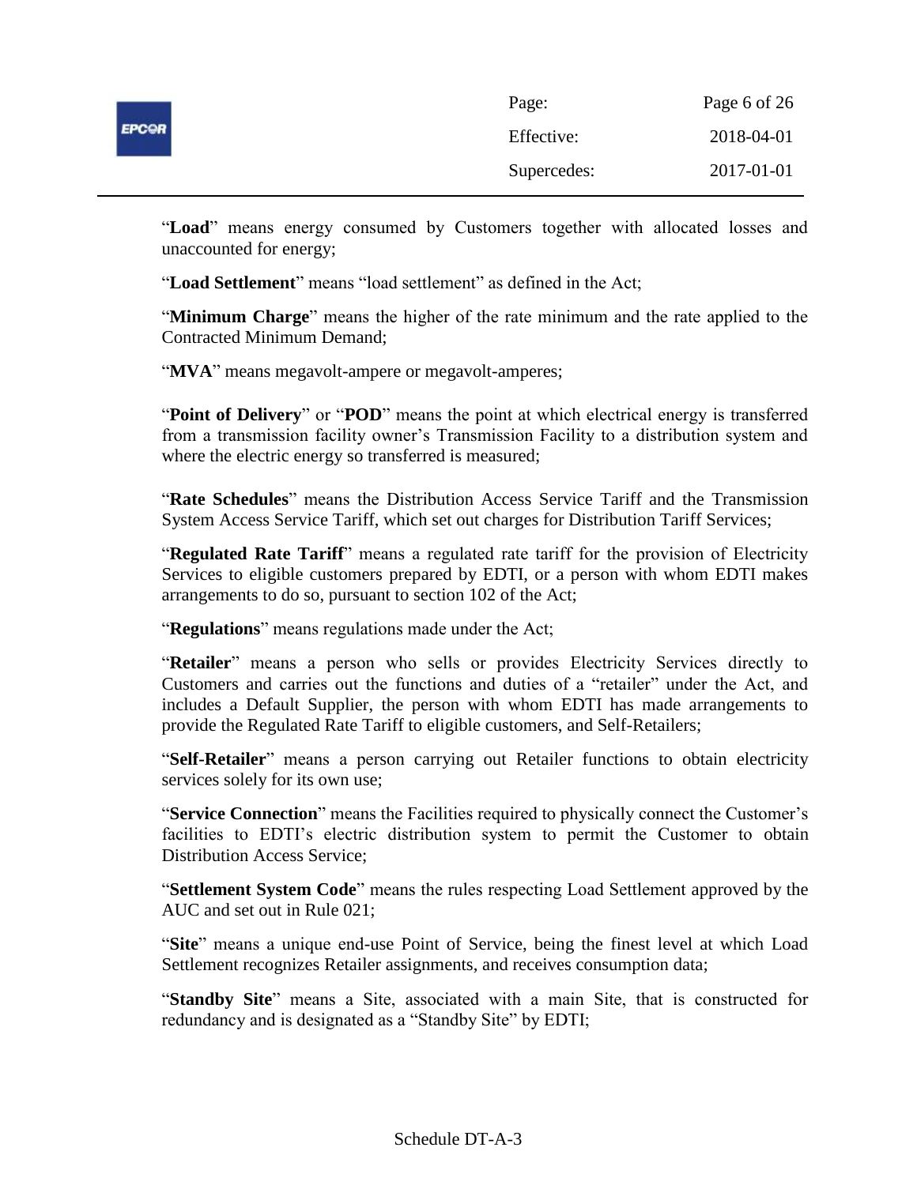"**Load**" means energy consumed by Customers together with allocated losses and unaccounted for energy;

"**Load Settlement**" means "load settlement" as defined in the Act;

"**Minimum Charge**" means the higher of the rate minimum and the rate applied to the Contracted Minimum Demand;

"**MVA**" means megavolt-ampere or megavolt-amperes;

"**Point of Delivery**" or "**POD**" means the point at which electrical energy is transferred from a transmission facility owner's Transmission Facility to a distribution system and where the electric energy so transferred is measured;

"**Rate Schedules**" means the Distribution Access Service Tariff and the Transmission System Access Service Tariff, which set out charges for Distribution Tariff Services;

"**Regulated Rate Tariff**" means a regulated rate tariff for the provision of Electricity Services to eligible customers prepared by EDTI, or a person with whom EDTI makes arrangements to do so, pursuant to section 102 of the Act;

"**Regulations**" means regulations made under the Act;

"**Retailer**" means a person who sells or provides Electricity Services directly to Customers and carries out the functions and duties of a "retailer" under the Act, and includes a Default Supplier, the person with whom EDTI has made arrangements to provide the Regulated Rate Tariff to eligible customers, and Self-Retailers;

"**Self-Retailer**" means a person carrying out Retailer functions to obtain electricity services solely for its own use;

"**Service Connection**" means the Facilities required to physically connect the Customer's facilities to EDTI's electric distribution system to permit the Customer to obtain Distribution Access Service;

"**Settlement System Code**" means the rules respecting Load Settlement approved by the AUC and set out in Rule 021;

"**Site**" means a unique end-use Point of Service, being the finest level at which Load Settlement recognizes Retailer assignments, and receives consumption data;

"**Standby Site**" means a Site, associated with a main Site, that is constructed for redundancy and is designated as a "Standby Site" by EDTI;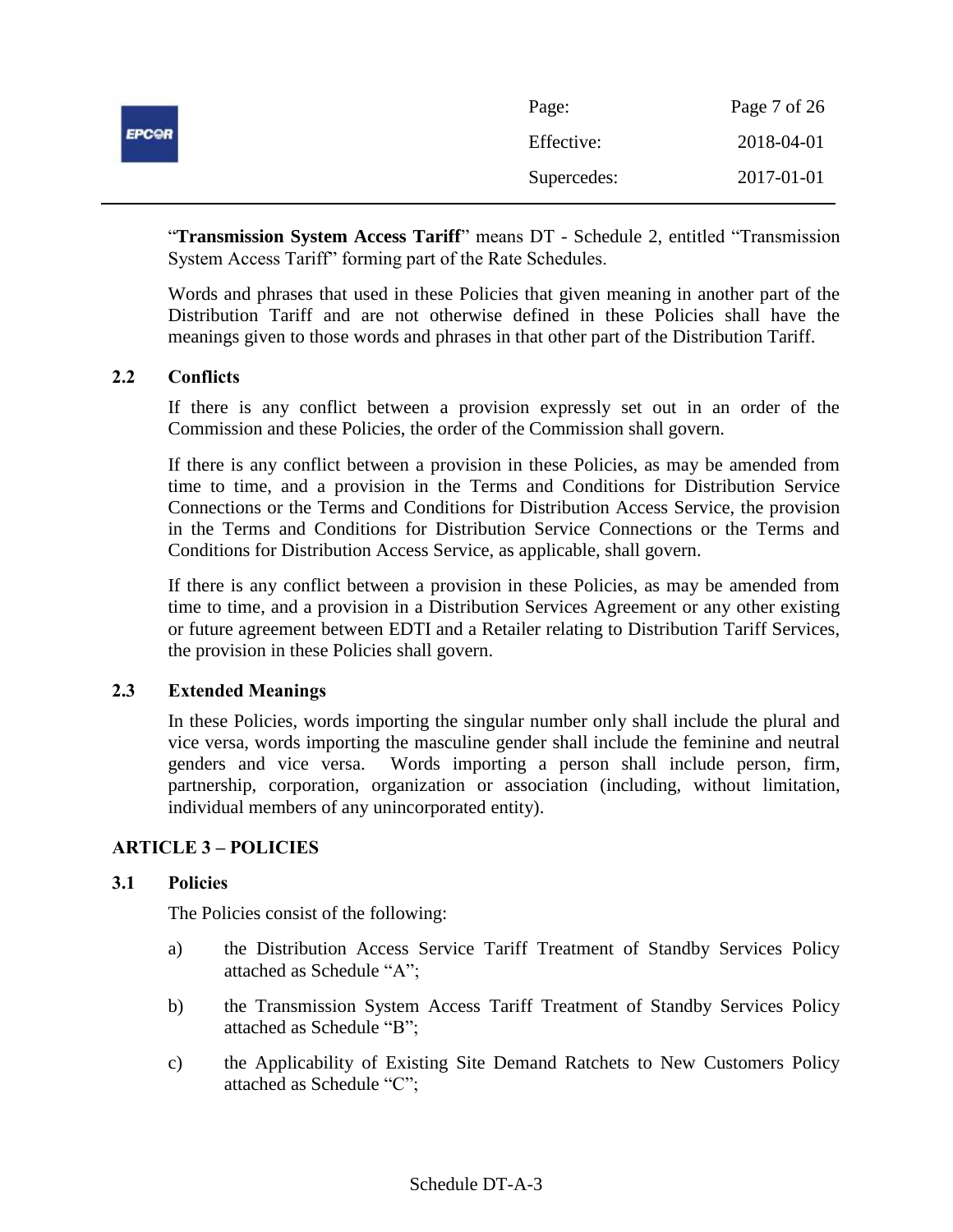"**Transmission System Access Tariff**" means DT - Schedule 2, entitled "Transmission System Access Tariff" forming part of the Rate Schedules.

Words and phrases that used in these Policies that given meaning in another part of the Distribution Tariff and are not otherwise defined in these Policies shall have the meanings given to those words and phrases in that other part of the Distribution Tariff.

### 2.2 Conflicts

If there is any conflict between a provision expressly set out in an order of the Commission and these Policies, the order of the Commission shall govern.

If there is any conflict between a provision in these Policies, as may be amended from time to time, and a provision in the Terms and Conditions for Distribution Service Connections or the Terms and Conditions for Distribution Access Service, the provision in the Terms and Conditions for Distribution Service Connections or the Terms and Conditions for Distribution Access Service, as applicable, shall govern.

If there is any conflict between a provision in these Policies, as may be amended from time to time, and a provision in a Distribution Services Agreement or any other existing or future agreement between EDTI and a Retailer relating to Distribution Tariff Services, the provision in these Policies shall govern.

### 2.3 Extended Meanings

In these Policies, words importing the singular number only shall include the plural and vice versa, words importing the masculine gender shall include the feminine and neutral genders and vice versa. Words importing a person shall include person, firm, partnership, corporation, organization or association (including, without limitation, individual members of any unincorporated entity).

## ARTICLE 3 – POLICIES

### 3.1 Policies

The Policies consist of the following:

a) the Distribution Access Service Tariff Treatment of Standby Services Policy attached as Schedule "A";

b) the Transmission System Access Tariff Treatment of Standby Services Policy attached as Schedule "B";

c) the Applicability of Existing Site Demand Ratchets to New Customers Policy attached as Schedule "C";

Schedule DT-A-3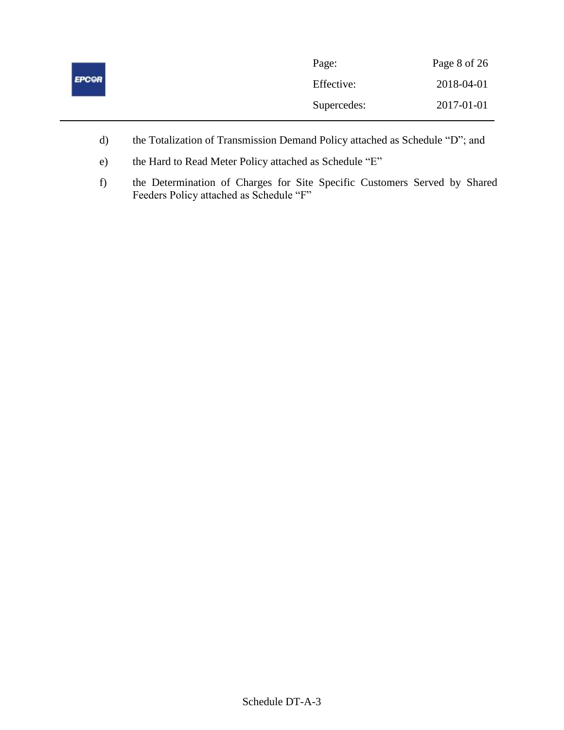d) the Totalization of Transmission Demand Policy attached as Schedule "D"; and

e) the Hard to Read Meter Policy attached as Schedule "E"

f) the Determination of Charges for Site Specific Customers Served by Shared Feeders Policy attached as Schedule "F"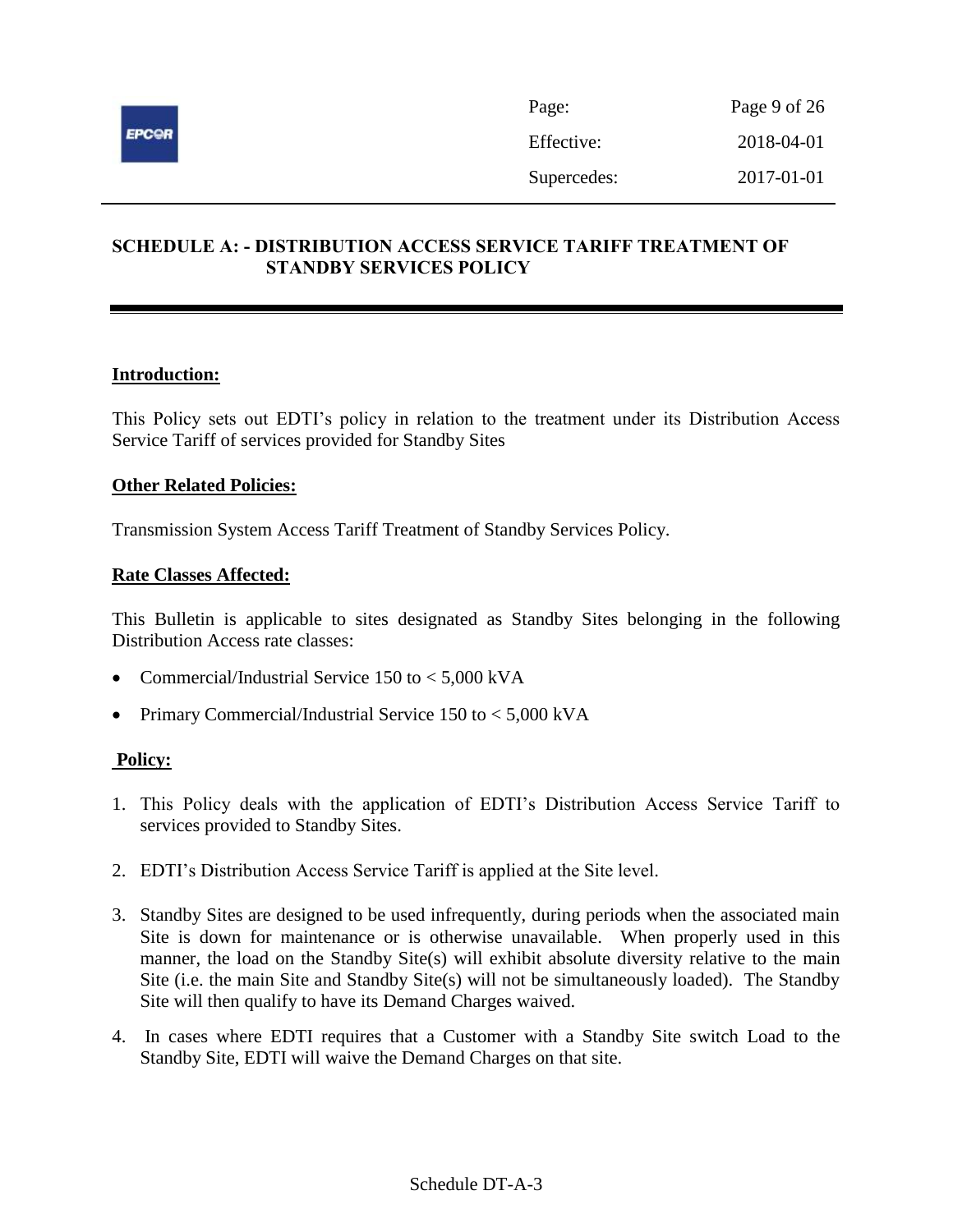## SCHEDULE A: - DISTRIBUTION ACCESS SERVICE TARIFF TREATMENT OF STANDBY SERVICES POLICY

**Introduction:**

This Policy sets out EDTI's policy in relation to the treatment under its Distribution Access Service Tariff of services provided for Standby Sites

**Other Related Policies:**

Transmission System Access Tariff Treatment of Standby Services Policy.

**Rate Classes Affected:**

This Bulletin is applicable to sites designated as Standby Sites belonging in the following Distribution Access rate classes:

- Commercial/Industrial Service 150 to < 5,000 kVA
- Primary Commercial/Industrial Service 150 to < 5,000 kVA

**Policy:**

1. This Policy deals with the application of EDTI's Distribution Access Service Tariff to services provided to Standby Sites.
2. EDTI's Distribution Access Service Tariff is applied at the Site level.
3. Standby Sites are designed to be used infrequently, during periods when the associated main Site is down for maintenance or is otherwise unavailable. When properly used in this manner, the load on the Standby Site(s) will exhibit absolute diversity relative to the main Site (i.e. the main Site and Standby Site(s) will not be simultaneously loaded). The Standby Site will then qualify to have its Demand Charges waived.
4. In cases where EDTI requires that a Customer with a Standby Site switch Load to the Standby Site, EDTI will waive the Demand Charges on that site.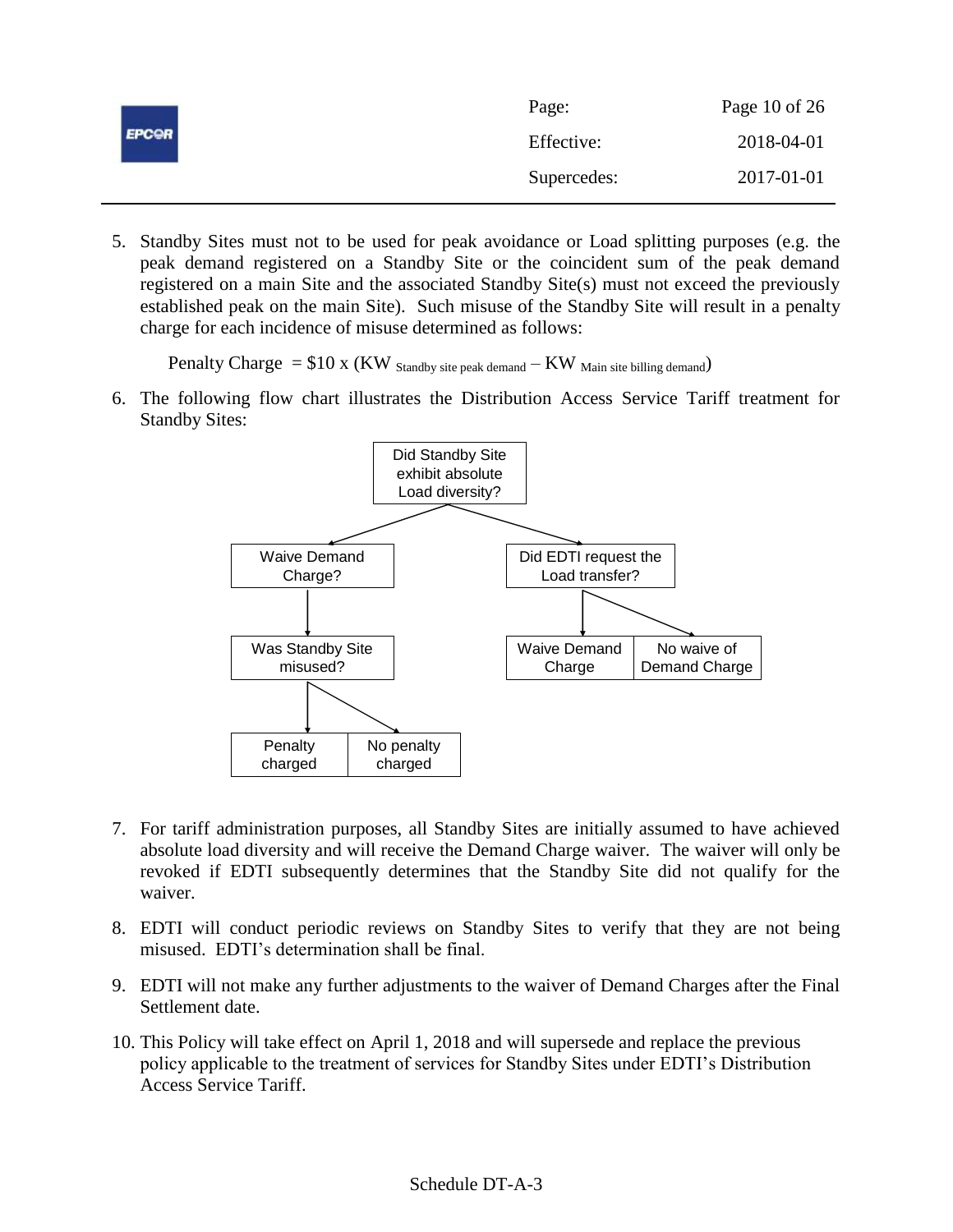5. Standby Sites must not to be used for peak avoidance or Load splitting purposes (e.g. the peak demand registered on a Standby Site or the coincident sum of the peak demand registered on a main Site and the associated Standby Site(s) must not exceed the previously established peak on the main Site). Such misuse of the Standby Site will result in a penalty charge for each incidence of misuse determined as follows:

   Penalty Charge $= \$10 \times (KW_{\text{Standby site peak demand}} - KW_{\text{Main site billing demand}})$

6. The following flow chart illustrates the Distribution Access Service Tariff treatment for Standby Sites:

   - Did Standby Site exhibit absolute Load diversity?
     - Waive Demand Charge?
       - Was Standby Site misused?
         - Penalty charged
         - No penalty charged
     - Did EDTI request the Load transfer?
       - Waive Demand Charge
       - No waive of Demand Charge

7. For tariff administration purposes, all Standby Sites are initially assumed to have achieved absolute load diversity and will receive the Demand Charge waiver. The waiver will only be revoked if EDTI subsequently determines that the Standby Site did not qualify for the waiver.

8. EDTI will conduct periodic reviews on Standby Sites to verify that they are not being misused. EDTI's determination shall be final.

9. EDTI will not make any further adjustments to the waiver of Demand Charges after the Final Settlement date.

10. This Policy will take effect on April 1, 2018 and will supersede and replace the previous policy applicable to the treatment of services for Standby Sites under EDTI's Distribution Access Service Tariff.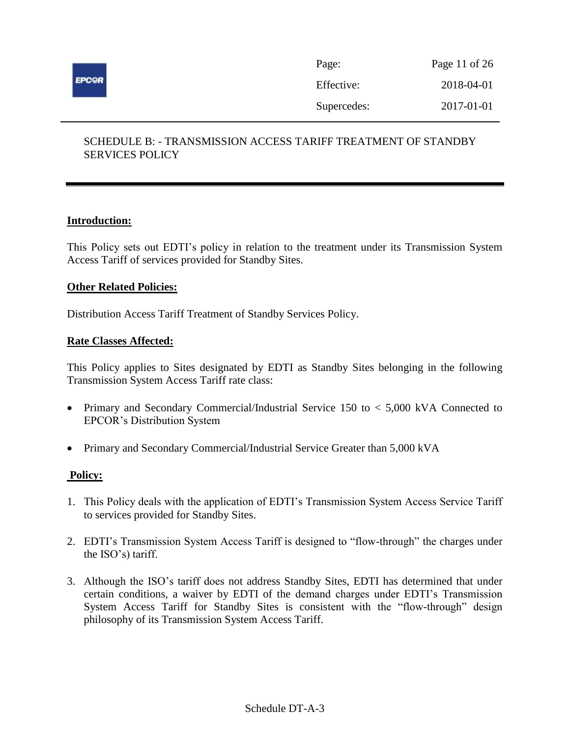SCHEDULE B: - TRANSMISSION ACCESS TARIFF TREATMENT OF STANDBY SERVICES POLICY

**Introduction:**

This Policy sets out EDTI's policy in relation to the treatment under its Transmission System Access Tariff of services provided for Standby Sites.

**Other Related Policies:**

Distribution Access Tariff Treatment of Standby Services Policy.

**Rate Classes Affected:**

This Policy applies to Sites designated by EDTI as Standby Sites belonging in the following Transmission System Access Tariff rate class:

- Primary and Secondary Commercial/Industrial Service 150 to < 5,000 kVA Connected to EPCOR's Distribution System
- Primary and Secondary Commercial/Industrial Service Greater than 5,000 kVA

**Policy:**

1. This Policy deals with the application of EDTI's Transmission System Access Service Tariff to services provided for Standby Sites.
2. EDTI's Transmission System Access Tariff is designed to "flow-through" the charges under the ISO's) tariff.
3. Although the ISO's tariff does not address Standby Sites, EDTI has determined that under certain conditions, a waiver by EDTI of the demand charges under EDTI's Transmission System Access Tariff for Standby Sites is consistent with the "flow-through" design philosophy of its Transmission System Access Tariff.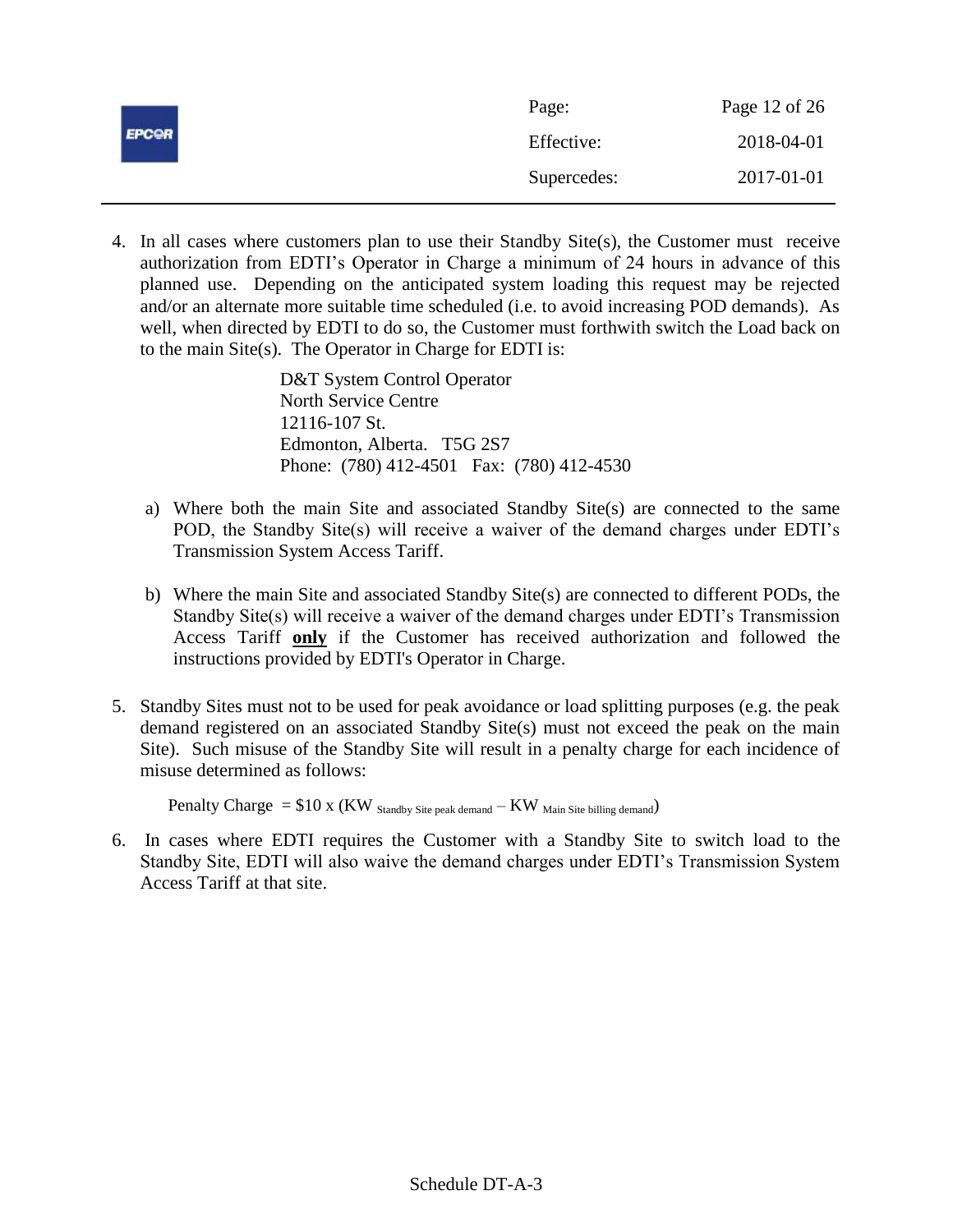4. In all cases where customers plan to use their Standby Site(s), the Customer must receive authorization from EDTI's Operator in Charge a minimum of 24 hours in advance of this planned use. Depending on the anticipated system loading this request may be rejected and/or an alternate more suitable time scheduled (i.e. to avoid increasing POD demands). As well, when directed by EDTI to do so, the Customer must forthwith switch the Load back on to the main Site(s). The Operator in Charge for EDTI is:

   D&T System Control Operator
   North Service Centre
   12116-107 St.
   Edmonton, Alberta. T5G 2S7
   Phone: (780) 412-4501 Fax: (780) 412-4530

   a) Where both the main Site and associated Standby Site(s) are connected to the same POD, the Standby Site(s) will receive a waiver of the demand charges under EDTI's Transmission System Access Tariff.

   b) Where the main Site and associated Standby Site(s) are connected to different PODs, the Standby Site(s) will receive a waiver of the demand charges under EDTI's Transmission Access Tariff **only** if the Customer has received authorization and followed the instructions provided by EDTI's Operator in Charge.

5. Standby Sites must not to be used for peak avoidance or load splitting purposes (e.g. the peak demand registered on an associated Standby Site(s) must not exceed the peak on the main Site). Such misuse of the Standby Site will result in a penalty charge for each incidence of misuse determined as follows:

   $$\text{Penalty Charge} = \$10 \times (KW_{\text{Standby Site peak demand}} - KW_{\text{Main Site billing demand}})$$

6. In cases where EDTI requires the Customer with a Standby Site to switch load to the Standby Site, EDTI will also waive the demand charges under EDTI's Transmission System Access Tariff at that site.

Schedule DT-A-3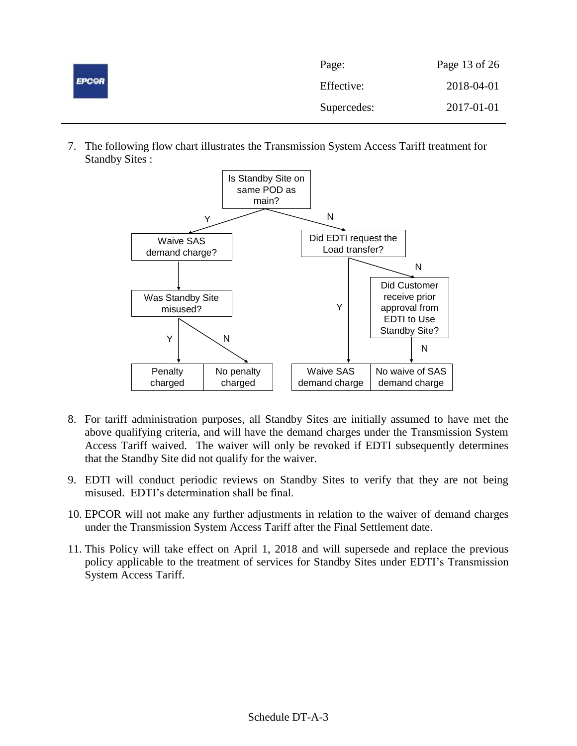7. The following flow chart illustrates the Transmission System Access Tariff treatment for Standby Sites :

- Is Standby Site on same POD as main?
  - Y → Waive SAS demand charge? → Was Standby Site misused?
    - Y → Penalty charged
    - N → No penalty charged
  - N → Did EDTI request the Load transfer?
    - Y → Waive SAS demand charge
    - N → Did Customer receive prior approval from EDTI to Use Standby Site?
      - N → No waive of SAS demand charge

8. For tariff administration purposes, all Standby Sites are initially assumed to have met the above qualifying criteria, and will have the demand charges under the Transmission System Access Tariff waived. The waiver will only be revoked if EDTI subsequently determines that the Standby Site did not qualify for the waiver.

9. EDTI will conduct periodic reviews on Standby Sites to verify that they are not being misused. EDTI's determination shall be final.

10. EPCOR will not make any further adjustments in relation to the waiver of demand charges under the Transmission System Access Tariff after the Final Settlement date.

11. This Policy will take effect on April 1, 2018 and will supersede and replace the previous policy applicable to the treatment of services for Standby Sites under EDTI's Transmission System Access Tariff.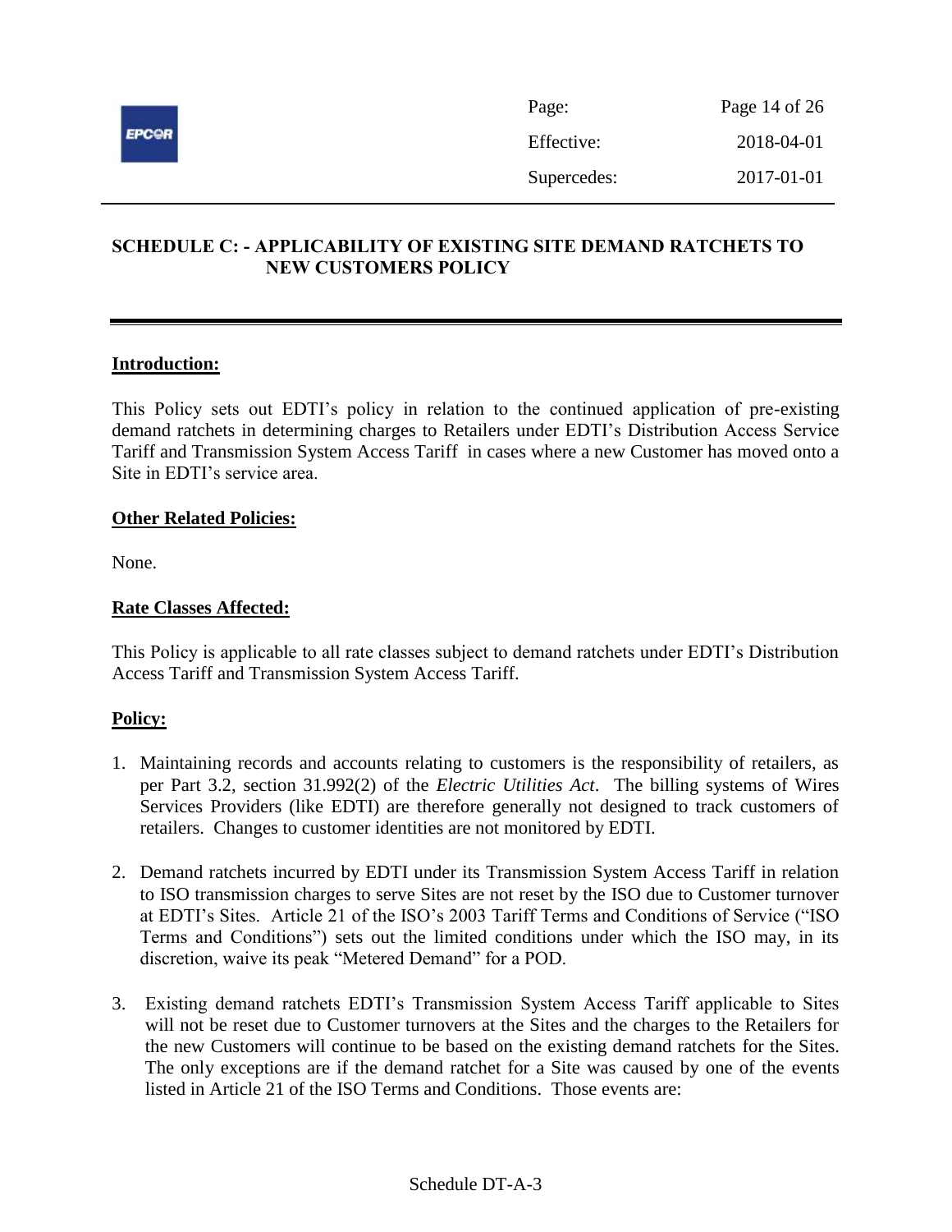## SCHEDULE C: - APPLICABILITY OF EXISTING SITE DEMAND RATCHETS TO NEW CUSTOMERS POLICY

**Introduction:**

This Policy sets out EDTI's policy in relation to the continued application of pre-existing demand ratchets in determining charges to Retailers under EDTI's Distribution Access Service Tariff and Transmission System Access Tariff in cases where a new Customer has moved onto a Site in EDTI's service area.

**Other Related Policies:**

None.

**Rate Classes Affected:**

This Policy is applicable to all rate classes subject to demand ratchets under EDTI's Distribution Access Tariff and Transmission System Access Tariff.

**Policy:**

1. Maintaining records and accounts relating to customers is the responsibility of retailers, as per Part 3.2, section 31.992(2) of the *Electric Utilities Act*. The billing systems of Wires Services Providers (like EDTI) are therefore generally not designed to track customers of retailers. Changes to customer identities are not monitored by EDTI.

2. Demand ratchets incurred by EDTI under its Transmission System Access Tariff in relation to ISO transmission charges to serve Sites are not reset by the ISO due to Customer turnover at EDTI's Sites. Article 21 of the ISO's 2003 Tariff Terms and Conditions of Service ("ISO Terms and Conditions") sets out the limited conditions under which the ISO may, in its discretion, waive its peak "Metered Demand" for a POD.

3. Existing demand ratchets EDTI's Transmission System Access Tariff applicable to Sites will not be reset due to Customer turnovers at the Sites and the charges to the Retailers for the new Customers will continue to be based on the existing demand ratchets for the Sites. The only exceptions are if the demand ratchet for a Site was caused by one of the events listed in Article 21 of the ISO Terms and Conditions. Those events are: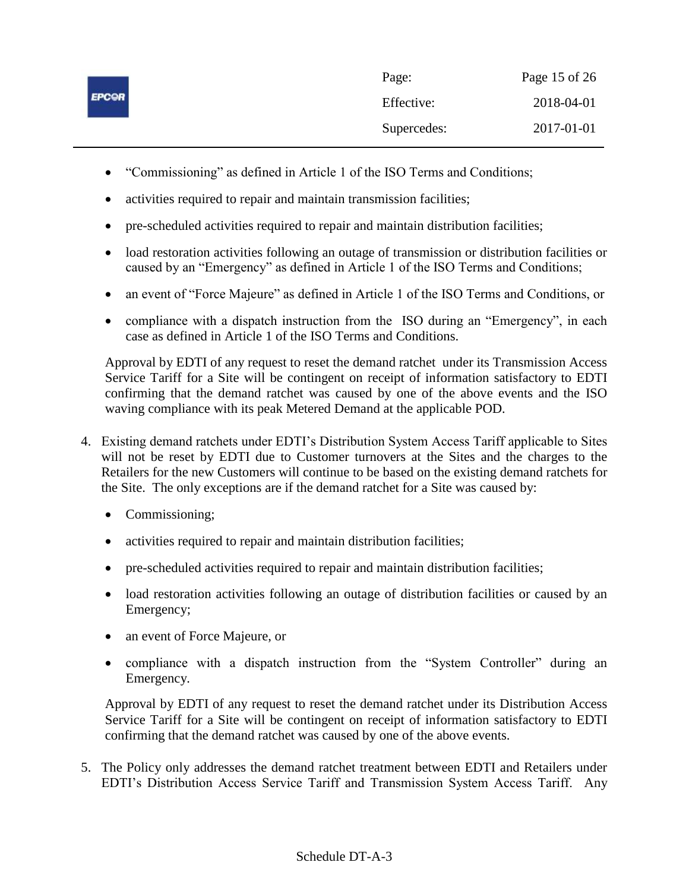- "Commissioning" as defined in Article 1 of the ISO Terms and Conditions;
- activities required to repair and maintain transmission facilities;
- pre-scheduled activities required to repair and maintain distribution facilities;
- load restoration activities following an outage of transmission or distribution facilities or caused by an "Emergency" as defined in Article 1 of the ISO Terms and Conditions;
- an event of "Force Majeure" as defined in Article 1 of the ISO Terms and Conditions, or
- compliance with a dispatch instruction from the ISO during an "Emergency", in each case as defined in Article 1 of the ISO Terms and Conditions.

Approval by EDTI of any request to reset the demand ratchet under its Transmission Access Service Tariff for a Site will be contingent on receipt of information satisfactory to EDTI confirming that the demand ratchet was caused by one of the above events and the ISO waving compliance with its peak Metered Demand at the applicable POD.

4. Existing demand ratchets under EDTI's Distribution System Access Tariff applicable to Sites will not be reset by EDTI due to Customer turnovers at the Sites and the charges to the Retailers for the new Customers will continue to be based on the existing demand ratchets for the Site. The only exceptions are if the demand ratchet for a Site was caused by:

   - Commissioning;
   - activities required to repair and maintain distribution facilities;
   - pre-scheduled activities required to repair and maintain distribution facilities;
   - load restoration activities following an outage of distribution facilities or caused by an Emergency;
   - an event of Force Majeure, or
   - compliance with a dispatch instruction from the "System Controller" during an Emergency.

   Approval by EDTI of any request to reset the demand ratchet under its Distribution Access Service Tariff for a Site will be contingent on receipt of information satisfactory to EDTI confirming that the demand ratchet was caused by one of the above events.

5. The Policy only addresses the demand ratchet treatment between EDTI and Retailers under EDTI's Distribution Access Service Tariff and Transmission System Access Tariff. Any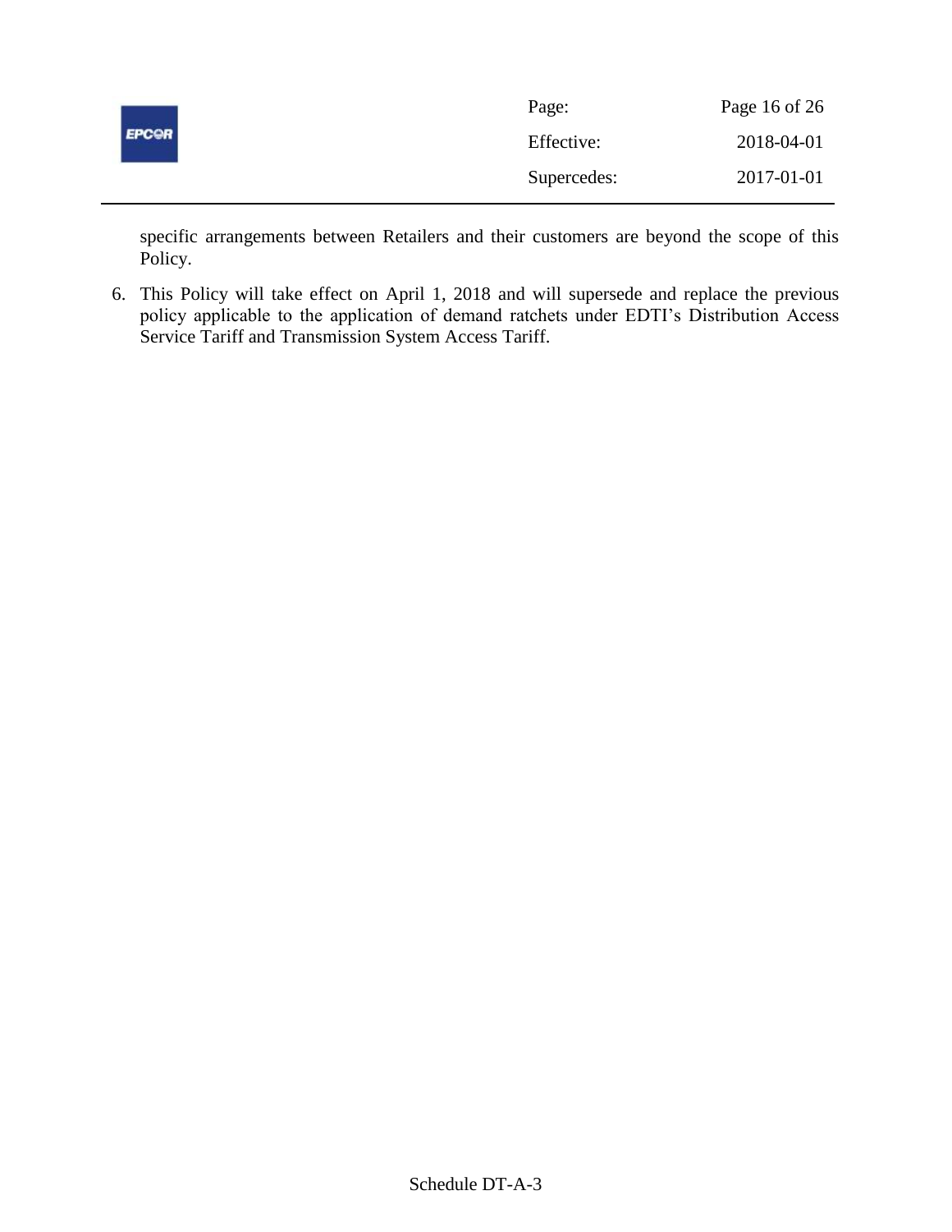specific arrangements between Retailers and their customers are beyond the scope of this Policy.

6. This Policy will take effect on April 1, 2018 and will supersede and replace the previous policy applicable to the application of demand ratchets under EDTI's Distribution Access Service Tariff and Transmission System Access Tariff.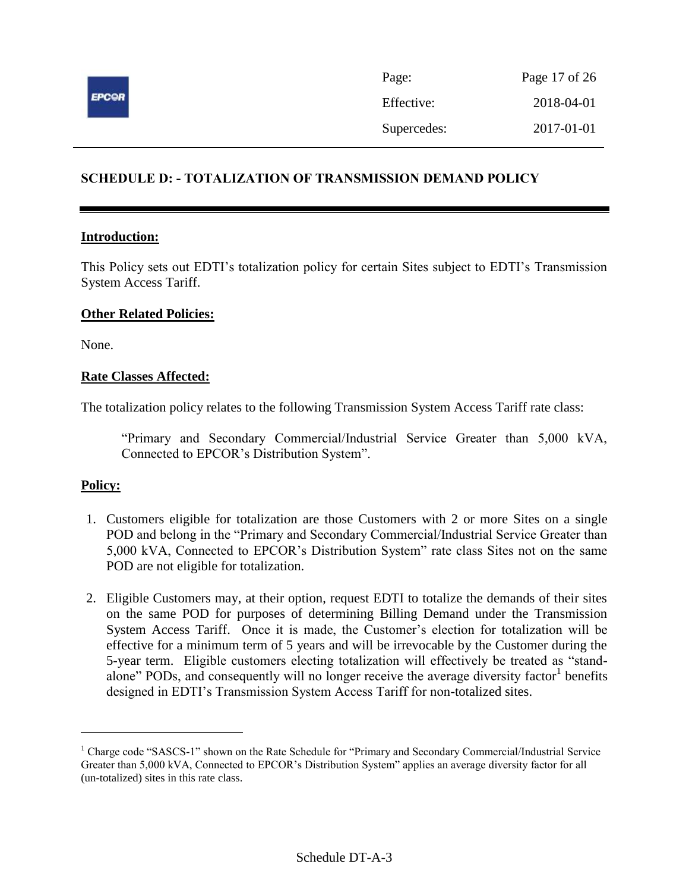## SCHEDULE D: - TOTALIZATION OF TRANSMISSION DEMAND POLICY

**Introduction:**

This Policy sets out EDTI's totalization policy for certain Sites subject to EDTI's Transmission System Access Tariff.

**Other Related Policies:**

None.

**Rate Classes Affected:**

The totalization policy relates to the following Transmission System Access Tariff rate class:

> "Primary and Secondary Commercial/Industrial Service Greater than 5,000 kVA, Connected to EPCOR's Distribution System".

**Policy:**

1. Customers eligible for totalization are those Customers with 2 or more Sites on a single POD and belong in the "Primary and Secondary Commercial/Industrial Service Greater than 5,000 kVA, Connected to EPCOR's Distribution System" rate class Sites not on the same POD are not eligible for totalization.
2. Eligible Customers may, at their option, request EDTI to totalize the demands of their sites on the same POD for purposes of determining Billing Demand under the Transmission System Access Tariff. Once it is made, the Customer's election for totalization will be effective for a minimum term of 5 years and will be irrevocable by the Customer during the 5-year term. Eligible customers electing totalization will effectively be treated as "stand-alone" PODs, and consequently will no longer receive the average diversity factor[1] benefits designed in EDTI's Transmission System Access Tariff for non-totalized sites.

[1] Charge code "SASCS-1" shown on the Rate Schedule for "Primary and Secondary Commercial/Industrial Service Greater than 5,000 kVA, Connected to EPCOR's Distribution System" applies an average diversity factor for all (un-totalized) sites in this rate class.

Schedule DT-A-3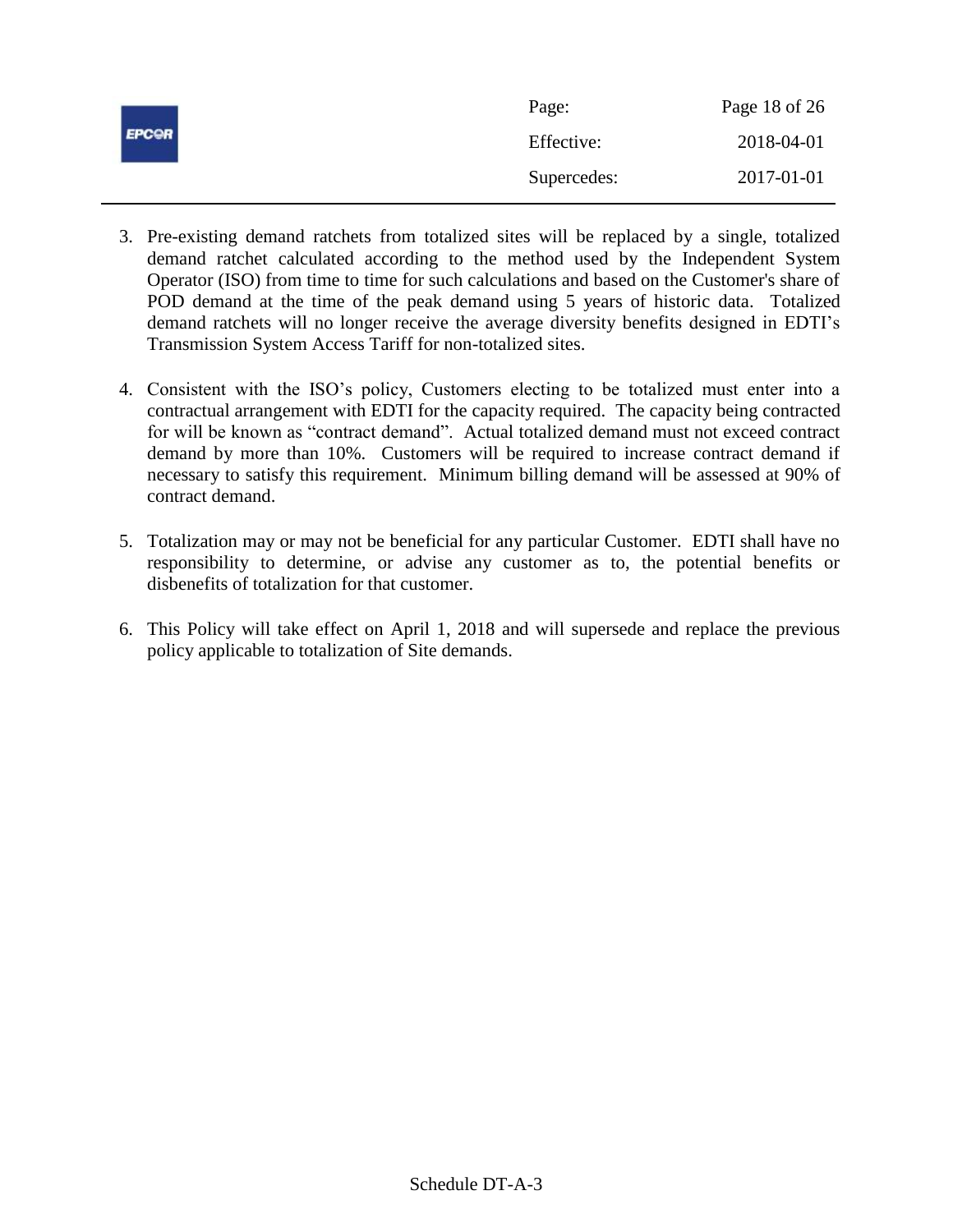3. Pre-existing demand ratchets from totalized sites will be replaced by a single, totalized demand ratchet calculated according to the method used by the Independent System Operator (ISO) from time to time for such calculations and based on the Customer's share of POD demand at the time of the peak demand using 5 years of historic data. Totalized demand ratchets will no longer receive the average diversity benefits designed in EDTI's Transmission System Access Tariff for non-totalized sites.

4. Consistent with the ISO's policy, Customers electing to be totalized must enter into a contractual arrangement with EDTI for the capacity required. The capacity being contracted for will be known as "contract demand". Actual totalized demand must not exceed contract demand by more than 10%. Customers will be required to increase contract demand if necessary to satisfy this requirement. Minimum billing demand will be assessed at 90% of contract demand.

5. Totalization may or may not be beneficial for any particular Customer. EDTI shall have no responsibility to determine, or advise any customer as to, the potential benefits or disbenefits of totalization for that customer.

6. This Policy will take effect on April 1, 2018 and will supersede and replace the previous policy applicable to totalization of Site demands.

Schedule DT-A-3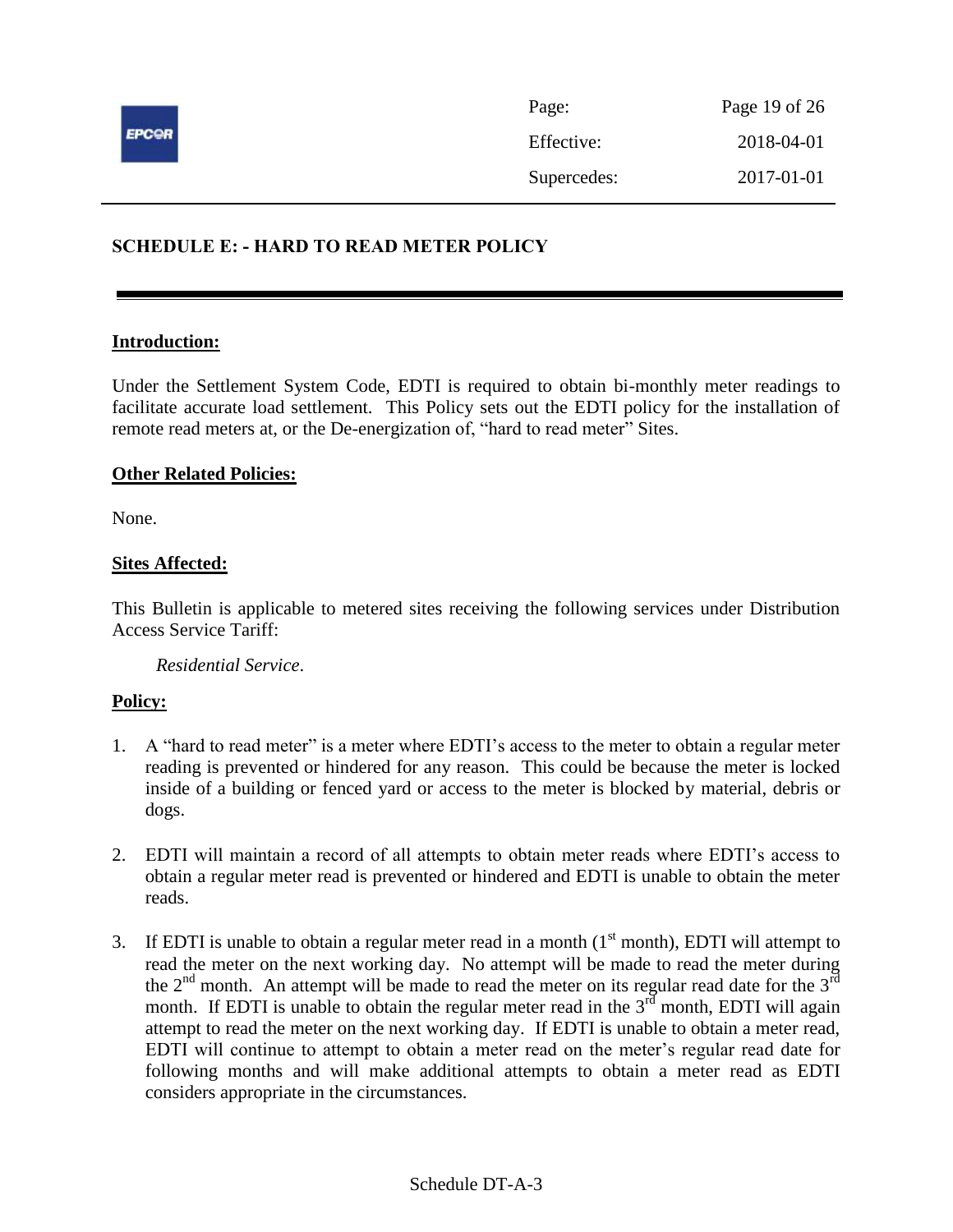## SCHEDULE E: - HARD TO READ METER POLICY

**Introduction:**

Under the Settlement System Code, EDTI is required to obtain bi-monthly meter readings to facilitate accurate load settlement. This Policy sets out the EDTI policy for the installation of remote read meters at, or the De-energization of, "hard to read meter" Sites.

**Other Related Policies:**

None.

**Sites Affected:**

This Bulletin is applicable to metered sites receiving the following services under Distribution Access Service Tariff:

*Residential Service*.

**Policy:**

1. A "hard to read meter" is a meter where EDTI's access to the meter to obtain a regular meter reading is prevented or hindered for any reason. This could be because the meter is locked inside of a building or fenced yard or access to the meter is blocked by material, debris or dogs.

2. EDTI will maintain a record of all attempts to obtain meter reads where EDTI's access to obtain a regular meter read is prevented or hindered and EDTI is unable to obtain the meter reads.

3. If EDTI is unable to obtain a regular meter read in a month (1st month), EDTI will attempt to read the meter on the next working day. No attempt will be made to read the meter during the 2nd month. An attempt will be made to read the meter on its regular read date for the 3rd month. If EDTI is unable to obtain the regular meter read in the 3rd month, EDTI will again attempt to read the meter on the next working day. If EDTI is unable to obtain a meter read, EDTI will continue to attempt to obtain a meter read on the meter's regular read date for following months and will make additional attempts to obtain a meter read as EDTI considers appropriate in the circumstances.

Schedule DT-A-3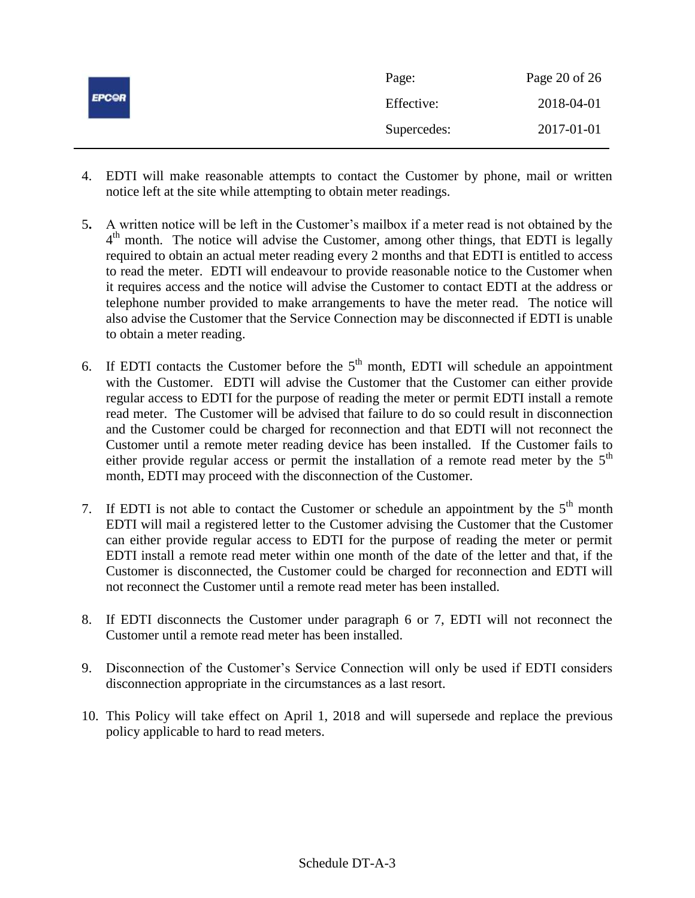4. EDTI will make reasonable attempts to contact the Customer by phone, mail or written notice left at the site while attempting to obtain meter readings.

5. A written notice will be left in the Customer's mailbox if a meter read is not obtained by the 4th month. The notice will advise the Customer, among other things, that EDTI is legally required to obtain an actual meter reading every 2 months and that EDTI is entitled to access to read the meter. EDTI will endeavour to provide reasonable notice to the Customer when it requires access and the notice will advise the Customer to contact EDTI at the address or telephone number provided to make arrangements to have the meter read. The notice will also advise the Customer that the Service Connection may be disconnected if EDTI is unable to obtain a meter reading.

6. If EDTI contacts the Customer before the 5th month, EDTI will schedule an appointment with the Customer. EDTI will advise the Customer that the Customer can either provide regular access to EDTI for the purpose of reading the meter or permit EDTI install a remote read meter. The Customer will be advised that failure to do so could result in disconnection and the Customer could be charged for reconnection and that EDTI will not reconnect the Customer until a remote meter reading device has been installed. If the Customer fails to either provide regular access or permit the installation of a remote read meter by the 5th month, EDTI may proceed with the disconnection of the Customer.

7. If EDTI is not able to contact the Customer or schedule an appointment by the 5th month EDTI will mail a registered letter to the Customer advising the Customer that the Customer can either provide regular access to EDTI for the purpose of reading the meter or permit EDTI install a remote read meter within one month of the date of the letter and that, if the Customer is disconnected, the Customer could be charged for reconnection and EDTI will not reconnect the Customer until a remote read meter has been installed.

8. If EDTI disconnects the Customer under paragraph 6 or 7, EDTI will not reconnect the Customer until a remote read meter has been installed.

9. Disconnection of the Customer's Service Connection will only be used if EDTI considers disconnection appropriate in the circumstances as a last resort.

10. This Policy will take effect on April 1, 2018 and will supersede and replace the previous policy applicable to hard to read meters.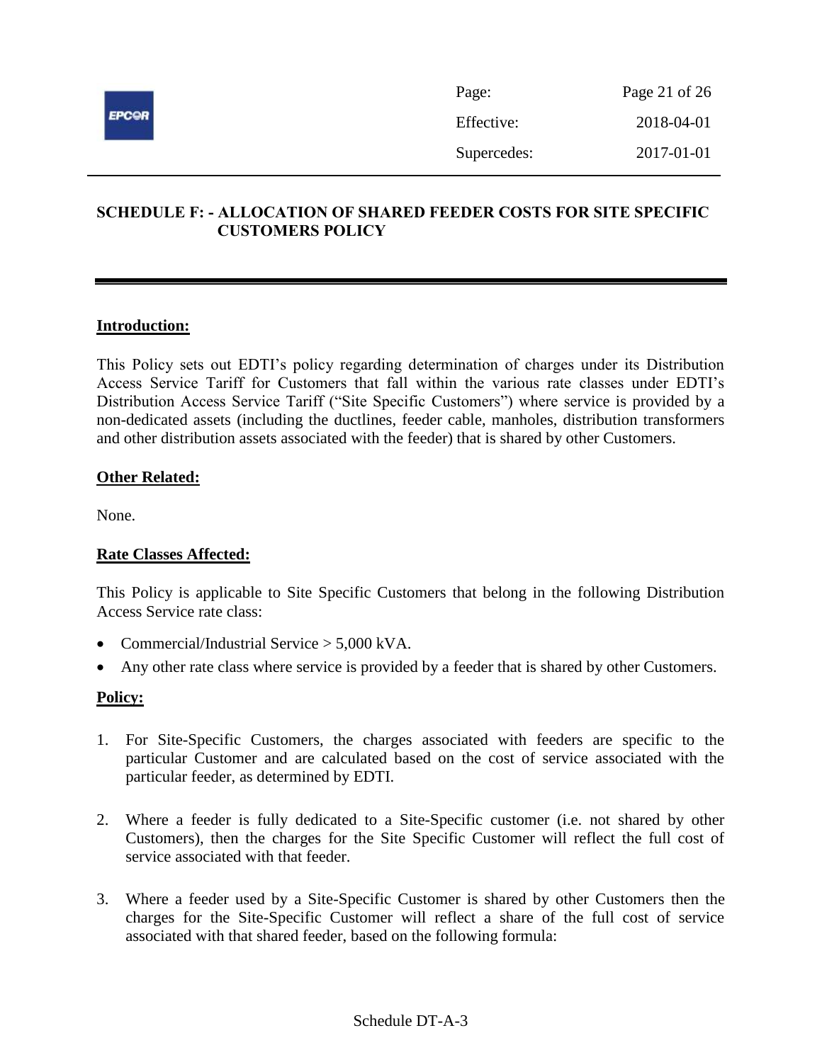## SCHEDULE F: - ALLOCATION OF SHARED FEEDER COSTS FOR SITE SPECIFIC CUSTOMERS POLICY

**Introduction:**

This Policy sets out EDTI's policy regarding determination of charges under its Distribution Access Service Tariff for Customers that fall within the various rate classes under EDTI's Distribution Access Service Tariff ("Site Specific Customers") where service is provided by a non-dedicated assets (including the ductlines, feeder cable, manholes, distribution transformers and other distribution assets associated with the feeder) that is shared by other Customers.

**Other Related:**

None.

**Rate Classes Affected:**

This Policy is applicable to Site Specific Customers that belong in the following Distribution Access Service rate class:

- Commercial/Industrial Service > 5,000 kVA.
- Any other rate class where service is provided by a feeder that is shared by other Customers.

**Policy:**

1. For Site-Specific Customers, the charges associated with feeders are specific to the particular Customer and are calculated based on the cost of service associated with the particular feeder, as determined by EDTI.

2. Where a feeder is fully dedicated to a Site-Specific customer (i.e. not shared by other Customers), then the charges for the Site Specific Customer will reflect the full cost of service associated with that feeder.

3. Where a feeder used by a Site-Specific Customer is shared by other Customers then the charges for the Site-Specific Customer will reflect a share of the full cost of service associated with that shared feeder, based on the following formula:

Schedule DT-A-3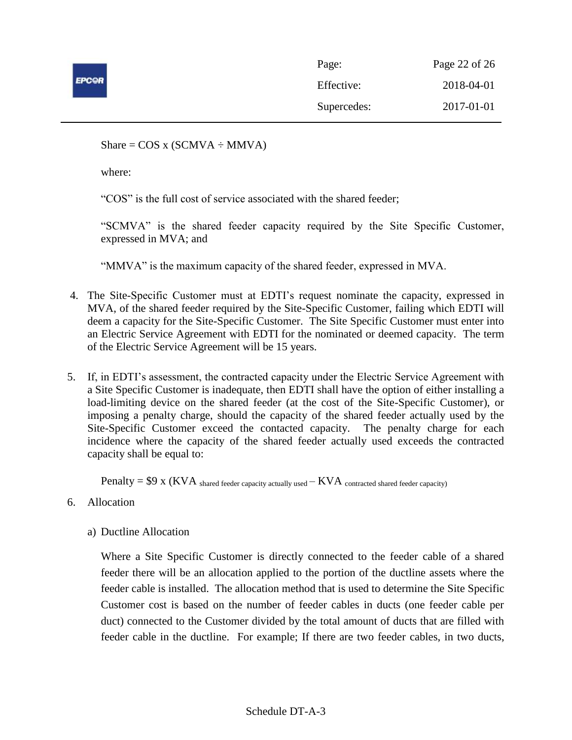Share = COS x (SCMVA ÷ MMVA)

where:

"COS" is the full cost of service associated with the shared feeder;

"SCMVA" is the shared feeder capacity required by the Site Specific Customer, expressed in MVA; and

"MMVA" is the maximum capacity of the shared feeder, expressed in MVA.

4. The Site-Specific Customer must at EDTI's request nominate the capacity, expressed in MVA, of the shared feeder required by the Site-Specific Customer, failing which EDTI will deem a capacity for the Site-Specific Customer. The Site Specific Customer must enter into an Electric Service Agreement with EDTI for the nominated or deemed capacity. The term of the Electric Service Agreement will be 15 years.

5. If, in EDTI's assessment, the contracted capacity under the Electric Service Agreement with a Site Specific Customer is inadequate, then EDTI shall have the option of either installing a load-limiting device on the shared feeder (at the cost of the Site-Specific Customer), or imposing a penalty charge, should the capacity of the shared feeder actually used by the Site-Specific Customer exceed the contacted capacity. The penalty charge for each incidence where the capacity of the shared feeder actually used exceeds the contracted capacity shall be equal to:

   Penalty = \$9 x ($KVA_{\text{shared feeder capacity actually used}} – KVA_{\text{contracted shared feeder capacity}}$)

6. Allocation

   a) Ductline Allocation

   Where a Site Specific Customer is directly connected to the feeder cable of a shared feeder there will be an allocation applied to the portion of the ductline assets where the feeder cable is installed. The allocation method that is used to determine the Site Specific Customer cost is based on the number of feeder cables in ducts (one feeder cable per duct) connected to the Customer divided by the total amount of ducts that are filled with feeder cable in the ductline. For example; If there are two feeder cables, in two ducts,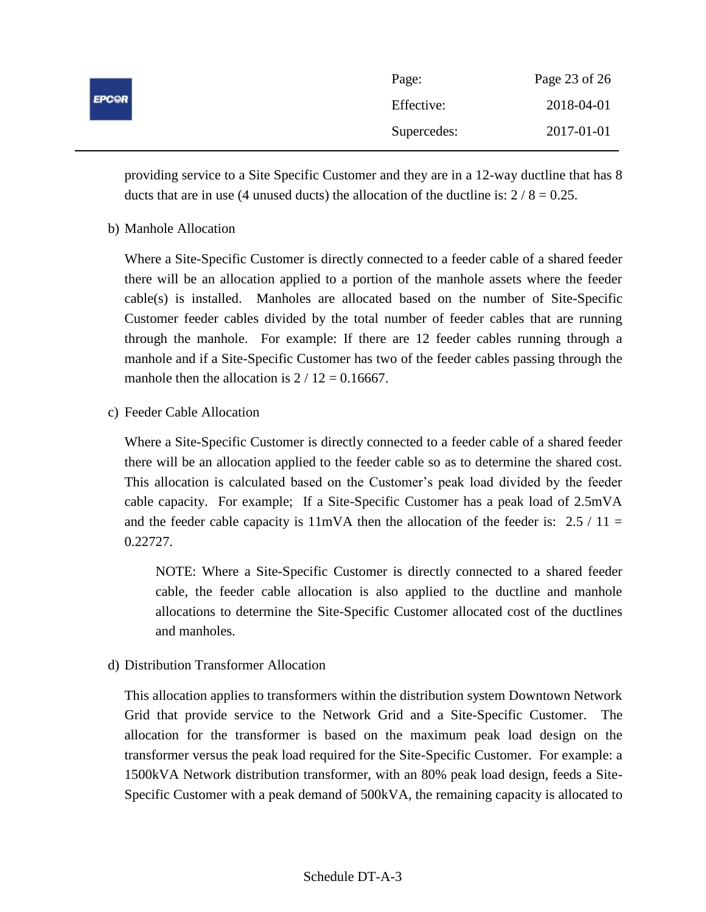providing service to a Site Specific Customer and they are in a 12-way ductline that has 8 ducts that are in use (4 unused ducts) the allocation of the ductline is: $2 / 8 = 0.25$.

b) Manhole Allocation

Where a Site-Specific Customer is directly connected to a feeder cable of a shared feeder there will be an allocation applied to a portion of the manhole assets where the feeder cable(s) is installed. Manholes are allocated based on the number of Site-Specific Customer feeder cables divided by the total number of feeder cables that are running through the manhole. For example: If there are 12 feeder cables running through a manhole and if a Site-Specific Customer has two of the feeder cables passing through the manhole then the allocation is $2 / 12 = 0.16667$.

c) Feeder Cable Allocation

Where a Site-Specific Customer is directly connected to a feeder cable of a shared feeder there will be an allocation applied to the feeder cable so as to determine the shared cost. This allocation is calculated based on the Customer's peak load divided by the feeder cable capacity. For example; If a Site-Specific Customer has a peak load of 2.5mVA and the feeder cable capacity is 11mVA then the allocation of the feeder is: $2.5 / 11 = 0.22727$.

> NOTE: Where a Site-Specific Customer is directly connected to a shared feeder cable, the feeder cable allocation is also applied to the ductline and manhole allocations to determine the Site-Specific Customer allocated cost of the ductlines and manholes.

d) Distribution Transformer Allocation

This allocation applies to transformers within the distribution system Downtown Network Grid that provide service to the Network Grid and a Site-Specific Customer. The allocation for the transformer is based on the maximum peak load design on the transformer versus the peak load required for the Site-Specific Customer. For example: a 1500kVA Network distribution transformer, with an 80% peak load design, feeds a Site-Specific Customer with a peak demand of 500kVA, the remaining capacity is allocated to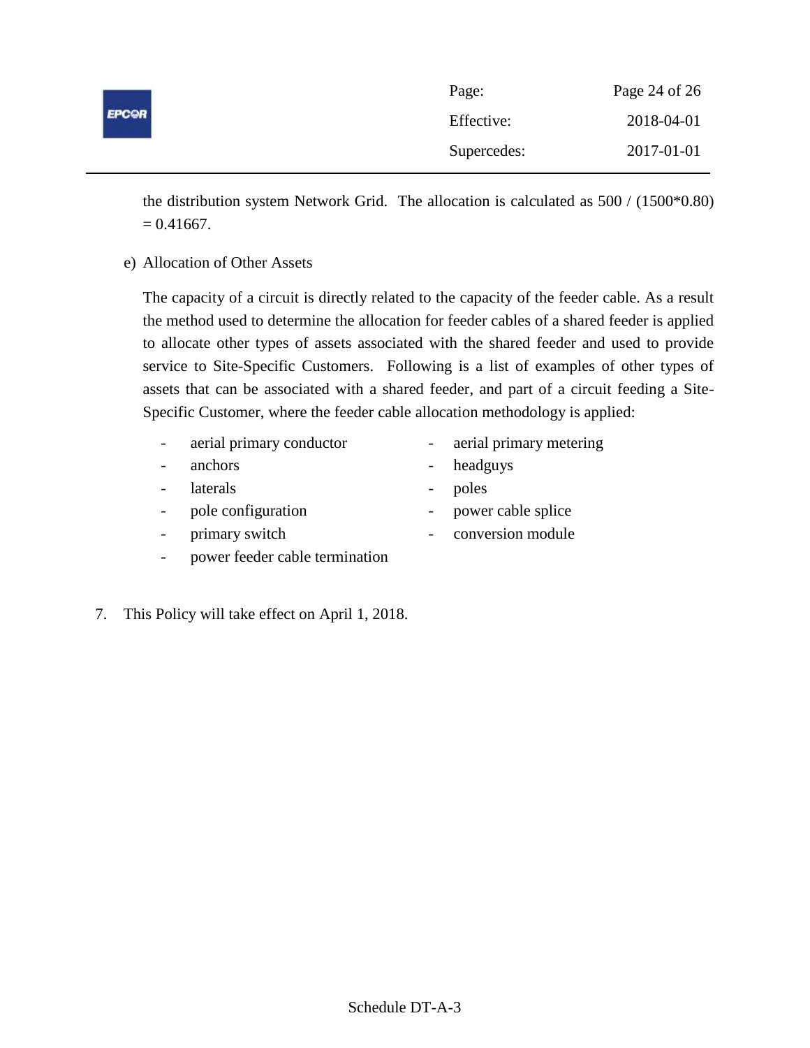the distribution system Network Grid. The allocation is calculated as 500 / (1500*0.80) = 0.41667.

e) Allocation of Other Assets

The capacity of a circuit is directly related to the capacity of the feeder cable. As a result the method used to determine the allocation for feeder cables of a shared feeder is applied to allocate other types of assets associated with the shared feeder and used to provide service to Site-Specific Customers. Following is a list of examples of other types of assets that can be associated with a shared feeder, and part of a circuit feeding a Site-Specific Customer, where the feeder cable allocation methodology is applied:

- aerial primary conductor
- aerial primary metering
- anchors
- headguys
- laterals
- poles
- pole configuration
- power cable splice
- primary switch
- conversion module
- power feeder cable termination

7. This Policy will take effect on April 1, 2018.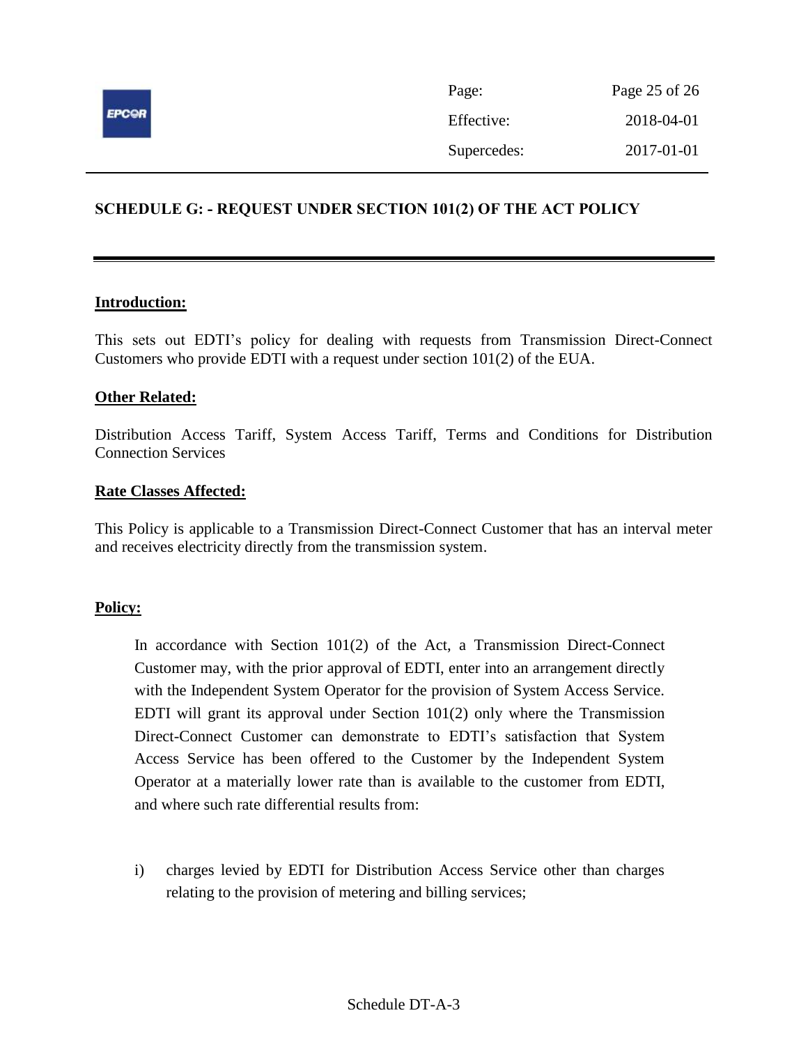## SCHEDULE G: - REQUEST UNDER SECTION 101(2) OF THE ACT POLICY

**Introduction:**

This sets out EDTI's policy for dealing with requests from Transmission Direct-Connect Customers who provide EDTI with a request under section 101(2) of the EUA.

**Other Related:**

Distribution Access Tariff, System Access Tariff, Terms and Conditions for Distribution Connection Services

**Rate Classes Affected:**

This Policy is applicable to a Transmission Direct-Connect Customer that has an interval meter and receives electricity directly from the transmission system.

**Policy:**

In accordance with Section 101(2) of the Act, a Transmission Direct-Connect Customer may, with the prior approval of EDTI, enter into an arrangement directly with the Independent System Operator for the provision of System Access Service. EDTI will grant its approval under Section 101(2) only where the Transmission Direct-Connect Customer can demonstrate to EDTI's satisfaction that System Access Service has been offered to the Customer by the Independent System Operator at a materially lower rate than is available to the customer from EDTI, and where such rate differential results from:

i) charges levied by EDTI for Distribution Access Service other than charges relating to the provision of metering and billing services;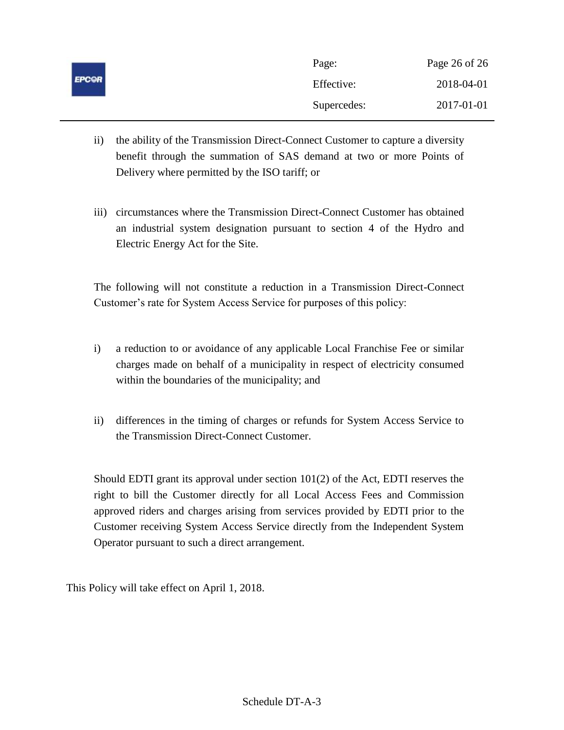ii) the ability of the Transmission Direct-Connect Customer to capture a diversity benefit through the summation of SAS demand at two or more Points of Delivery where permitted by the ISO tariff; or

iii) circumstances where the Transmission Direct-Connect Customer has obtained an industrial system designation pursuant to section 4 of the Hydro and Electric Energy Act for the Site.

The following will not constitute a reduction in a Transmission Direct-Connect Customer's rate for System Access Service for purposes of this policy:

i) a reduction to or avoidance of any applicable Local Franchise Fee or similar charges made on behalf of a municipality in respect of electricity consumed within the boundaries of the municipality; and

ii) differences in the timing of charges or refunds for System Access Service to the Transmission Direct-Connect Customer.

Should EDTI grant its approval under section 101(2) of the Act, EDTI reserves the right to bill the Customer directly for all Local Access Fees and Commission approved riders and charges arising from services provided by EDTI prior to the Customer receiving System Access Service directly from the Independent System Operator pursuant to such a direct arrangement.

This Policy will take effect on April 1, 2018.